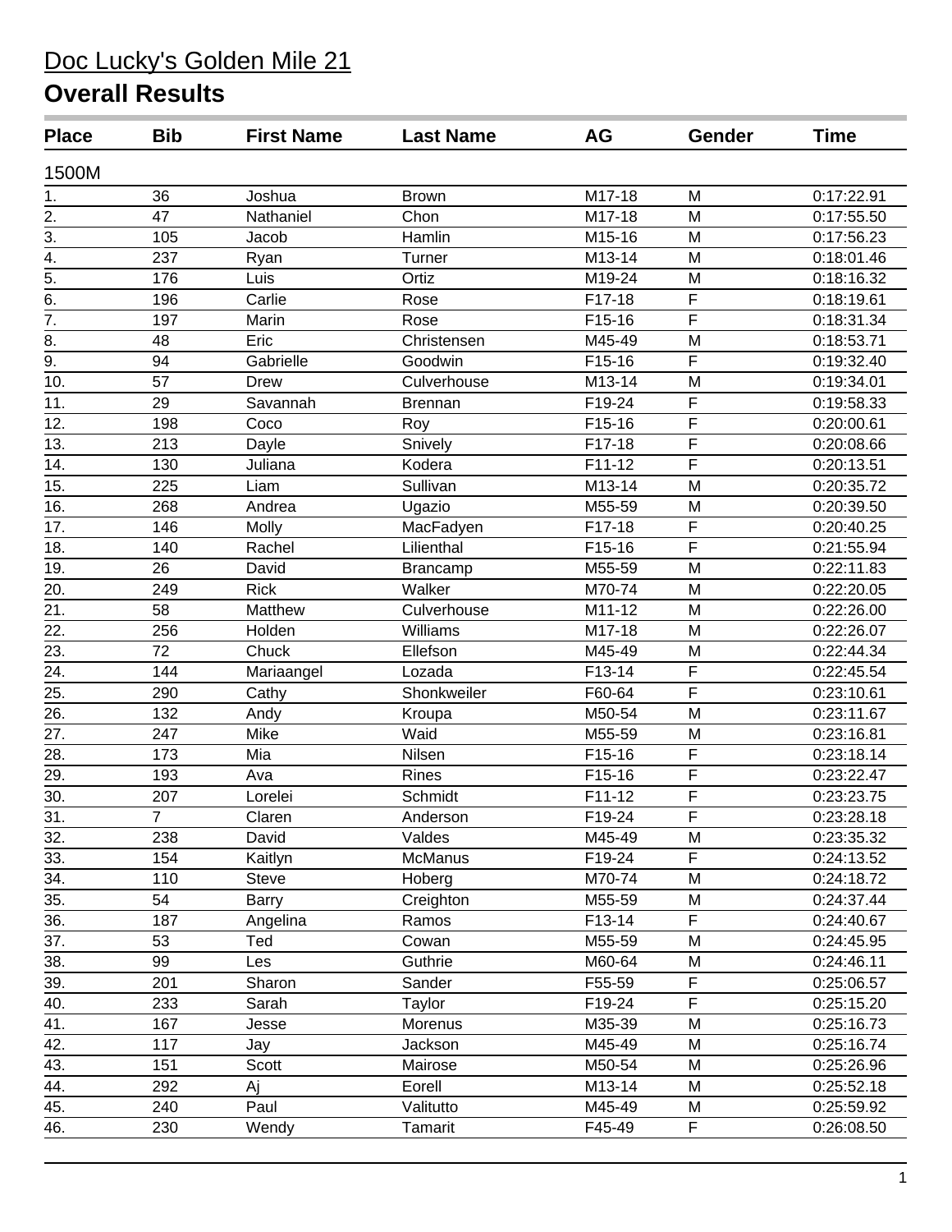# Doc Lucky's Golden Mile 21

## Overall Results

| Place | Bib | First Name | Last Name | AG | Gender | Time |
|---|---|---|---|---|---|---|
| 1500M | | | | | | |
| 1. | 36 | Joshua | Brown | M17-18 | M | 0:17:22.91 |
| 2. | 47 | Nathaniel | Chon | M17-18 | M | 0:17:55.50 |
| 3. | 105 | Jacob | Hamlin | M15-16 | M | 0:17:56.23 |
| 4. | 237 | Ryan | Turner | M13-14 | M | 0:18:01.46 |
| 5. | 176 | Luis | Ortiz | M19-24 | M | 0:18:16.32 |
| 6. | 196 | Carlie | Rose | F17-18 | F | 0:18:19.61 |
| 7. | 197 | Marin | Rose | F15-16 | F | 0:18:31.34 |
| 8. | 48 | Eric | Christensen | M45-49 | M | 0:18:53.71 |
| 9. | 94 | Gabrielle | Goodwin | F15-16 | F | 0:19:32.40 |
| 10. | 57 | Drew | Culverhouse | M13-14 | M | 0:19:34.01 |
| 11. | 29 | Savannah | Brennan | F19-24 | F | 0:19:58.33 |
| 12. | 198 | Coco | Roy | F15-16 | F | 0:20:00.61 |
| 13. | 213 | Dayle | Snively | F17-18 | F | 0:20:08.66 |
| 14. | 130 | Juliana | Kodera | F11-12 | F | 0:20:13.51 |
| 15. | 225 | Liam | Sullivan | M13-14 | M | 0:20:35.72 |
| 16. | 268 | Andrea | Ugazio | M55-59 | M | 0:20:39.50 |
| 17. | 146 | Molly | MacFadyen | F17-18 | F | 0:20:40.25 |
| 18. | 140 | Rachel | Lilienthal | F15-16 | F | 0:21:55.94 |
| 19. | 26 | David | Brancamp | M55-59 | M | 0:22:11.83 |
| 20. | 249 | Rick | Walker | M70-74 | M | 0:22:20.05 |
| 21. | 58 | Matthew | Culverhouse | M11-12 | M | 0:22:26.00 |
| 22. | 256 | Holden | Williams | M17-18 | M | 0:22:26.07 |
| 23. | 72 | Chuck | Ellefson | M45-49 | M | 0:22:44.34 |
| 24. | 144 | Mariaangel | Lozada | F13-14 | F | 0:22:45.54 |
| 25. | 290 | Cathy | Shonkweiler | F60-64 | F | 0:23:10.61 |
| 26. | 132 | Andy | Kroupa | M50-54 | M | 0:23:11.67 |
| 27. | 247 | Mike | Waid | M55-59 | M | 0:23:16.81 |
| 28. | 173 | Mia | Nilsen | F15-16 | F | 0:23:18.14 |
| 29. | 193 | Ava | Rines | F15-16 | F | 0:23:22.47 |
| 30. | 207 | Lorelei | Schmidt | F11-12 | F | 0:23:23.75 |
| 31. | 7 | Claren | Anderson | F19-24 | F | 0:23:28.18 |
| 32. | 238 | David | Valdes | M45-49 | M | 0:23:35.32 |
| 33. | 154 | Kaitlyn | McManus | F19-24 | F | 0:24:13.52 |
| 34. | 110 | Steve | Hoberg | M70-74 | M | 0:24:18.72 |
| 35. | 54 | Barry | Creighton | M55-59 | M | 0:24:37.44 |
| 36. | 187 | Angelina | Ramos | F13-14 | F | 0:24:40.67 |
| 37. | 53 | Ted | Cowan | M55-59 | M | 0:24:45.95 |
| 38. | 99 | Les | Guthrie | M60-64 | M | 0:24:46.11 |
| 39. | 201 | Sharon | Sander | F55-59 | F | 0:25:06.57 |
| 40. | 233 | Sarah | Taylor | F19-24 | F | 0:25:15.20 |
| 41. | 167 | Jesse | Morenus | M35-39 | M | 0:25:16.73 |
| 42. | 117 | Jay | Jackson | M45-49 | M | 0:25:16.74 |
| 43. | 151 | Scott | Mairose | M50-54 | M | 0:25:26.96 |
| 44. | 292 | Aj | Eorell | M13-14 | M | 0:25:52.18 |
| 45. | 240 | Paul | Valitutto | M45-49 | M | 0:25:59.92 |
| 46. | 230 | Wendy | Tamarit | F45-49 | F | 0:26:08.50 |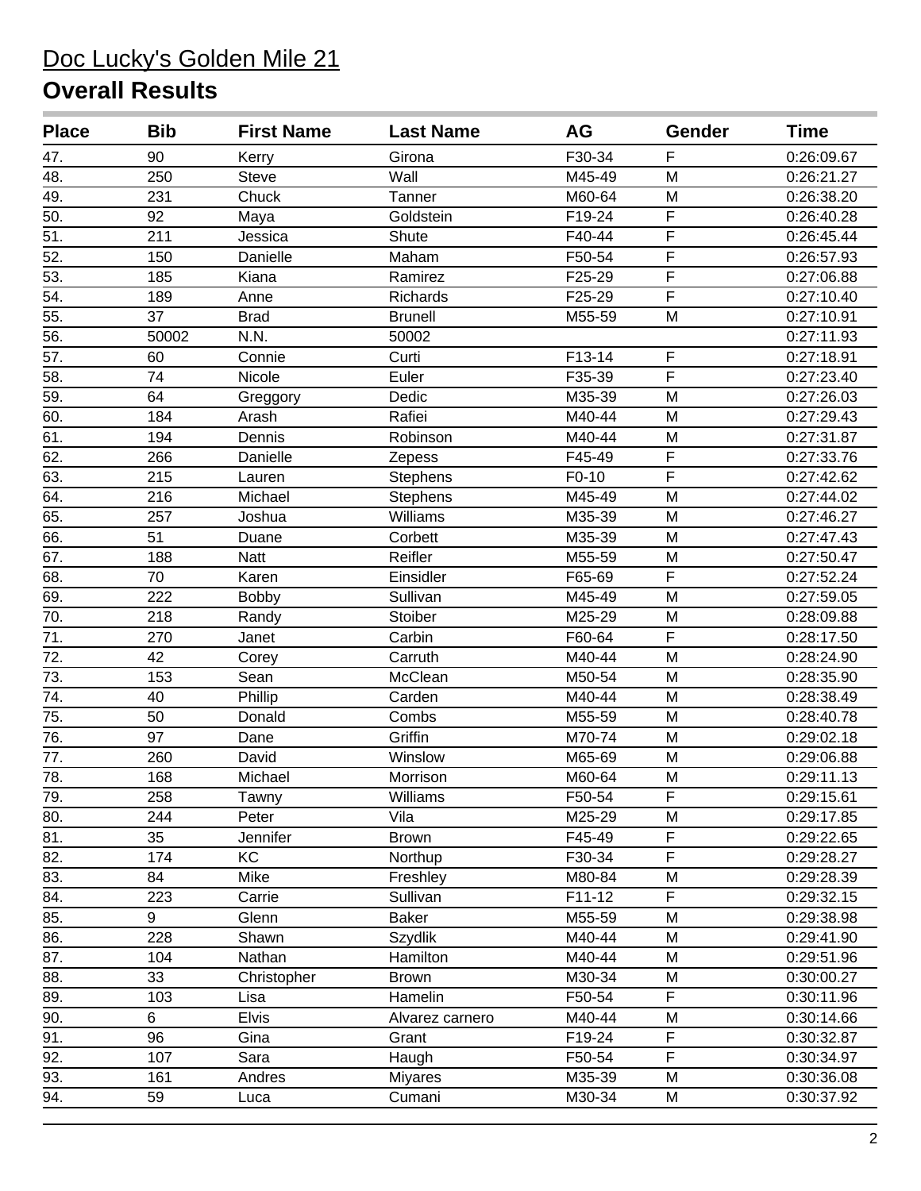# Doc Lucky's Golden Mile 21

## Overall Results

| Place | Bib | First Name | Last Name | AG | Gender | Time |
|---|---|---|---|---|---|---|
| 47. | 90 | Kerry | Girona | F30-34 | F | 0:26:09.67 |
| 48. | 250 | Steve | Wall | M45-49 | M | 0:26:21.27 |
| 49. | 231 | Chuck | Tanner | M60-64 | M | 0:26:38.20 |
| 50. | 92 | Maya | Goldstein | F19-24 | F | 0:26:40.28 |
| 51. | 211 | Jessica | Shute | F40-44 | F | 0:26:45.44 |
| 52. | 150 | Danielle | Maham | F50-54 | F | 0:26:57.93 |
| 53. | 185 | Kiana | Ramirez | F25-29 | F | 0:27:06.88 |
| 54. | 189 | Anne | Richards | F25-29 | F | 0:27:10.40 |
| 55. | 37 | Brad | Brunell | M55-59 | M | 0:27:10.91 |
| 56. | 50002 | N.N. | 50002 | | | 0:27:11.93 |
| 57. | 60 | Connie | Curti | F13-14 | F | 0:27:18.91 |
| 58. | 74 | Nicole | Euler | F35-39 | F | 0:27:23.40 |
| 59. | 64 | Greggory | Dedic | M35-39 | M | 0:27:26.03 |
| 60. | 184 | Arash | Rafiei | M40-44 | M | 0:27:29.43 |
| 61. | 194 | Dennis | Robinson | M40-44 | M | 0:27:31.87 |
| 62. | 266 | Danielle | Zepess | F45-49 | F | 0:27:33.76 |
| 63. | 215 | Lauren | Stephens | F0-10 | F | 0:27:42.62 |
| 64. | 216 | Michael | Stephens | M45-49 | M | 0:27:44.02 |
| 65. | 257 | Joshua | Williams | M35-39 | M | 0:27:46.27 |
| 66. | 51 | Duane | Corbett | M35-39 | M | 0:27:47.43 |
| 67. | 188 | Natt | Reifler | M55-59 | M | 0:27:50.47 |
| 68. | 70 | Karen | Einsidler | F65-69 | F | 0:27:52.24 |
| 69. | 222 | Bobby | Sullivan | M45-49 | M | 0:27:59.05 |
| 70. | 218 | Randy | Stoiber | M25-29 | M | 0:28:09.88 |
| 71. | 270 | Janet | Carbin | F60-64 | F | 0:28:17.50 |
| 72. | 42 | Corey | Carruth | M40-44 | M | 0:28:24.90 |
| 73. | 153 | Sean | McClean | M50-54 | M | 0:28:35.90 |
| 74. | 40 | Phillip | Carden | M40-44 | M | 0:28:38.49 |
| 75. | 50 | Donald | Combs | M55-59 | M | 0:28:40.78 |
| 76. | 97 | Dane | Griffin | M70-74 | M | 0:29:02.18 |
| 77. | 260 | David | Winslow | M65-69 | M | 0:29:06.88 |
| 78. | 168 | Michael | Morrison | M60-64 | M | 0:29:11.13 |
| 79. | 258 | Tawny | Williams | F50-54 | F | 0:29:15.61 |
| 80. | 244 | Peter | Vila | M25-29 | M | 0:29:17.85 |
| 81. | 35 | Jennifer | Brown | F45-49 | F | 0:29:22.65 |
| 82. | 174 | KC | Northup | F30-34 | F | 0:29:28.27 |
| 83. | 84 | Mike | Freshley | M80-84 | M | 0:29:28.39 |
| 84. | 223 | Carrie | Sullivan | F11-12 | F | 0:29:32.15 |
| 85. | 9 | Glenn | Baker | M55-59 | M | 0:29:38.98 |
| 86. | 228 | Shawn | Szydlik | M40-44 | M | 0:29:41.90 |
| 87. | 104 | Nathan | Hamilton | M40-44 | M | 0:29:51.96 |
| 88. | 33 | Christopher | Brown | M30-34 | M | 0:30:00.27 |
| 89. | 103 | Lisa | Hamelin | F50-54 | F | 0:30:11.96 |
| 90. | 6 | Elvis | Alvarez carnero | M40-44 | M | 0:30:14.66 |
| 91. | 96 | Gina | Grant | F19-24 | F | 0:30:32.87 |
| 92. | 107 | Sara | Haugh | F50-54 | F | 0:30:34.97 |
| 93. | 161 | Andres | Miyares | M35-39 | M | 0:30:36.08 |
| 94. | 59 | Luca | Cumani | M30-34 | M | 0:30:37.92 |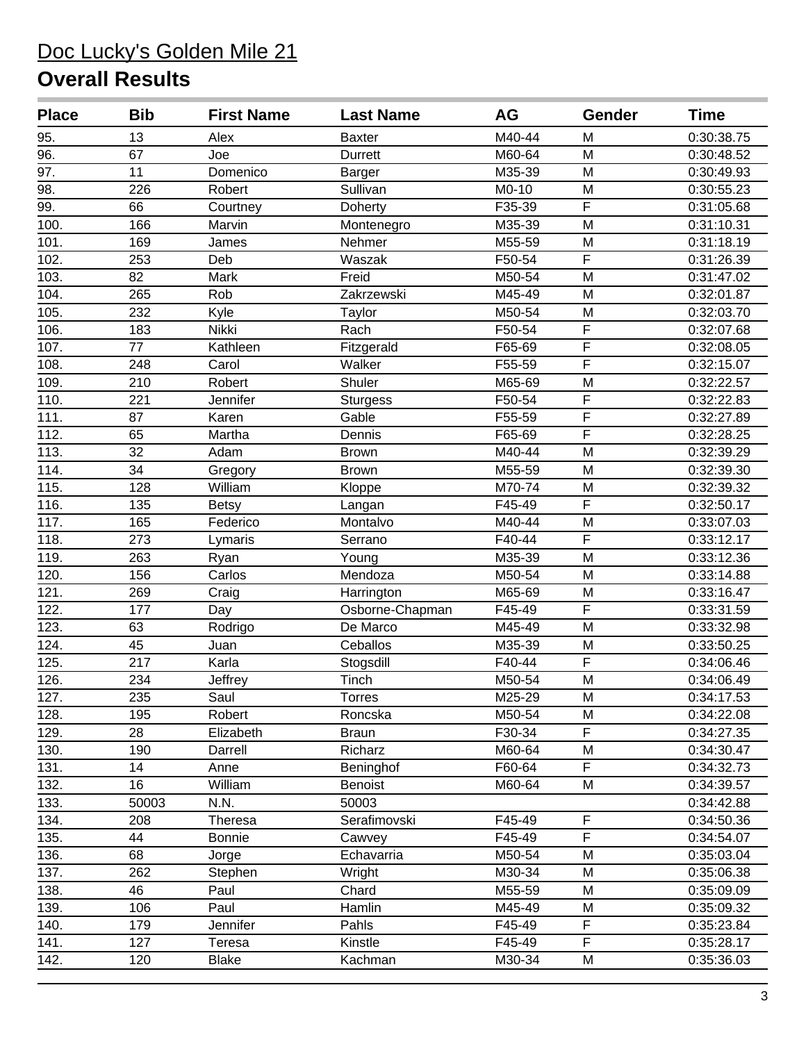# Doc Lucky's Golden Mile 21

## Overall Results

| Place | Bib | First Name | Last Name | AG | Gender | Time |
|---|---|---|---|---|---|---|
| 95. | 13 | Alex | Baxter | M40-44 | M | 0:30:38.75 |
| 96. | 67 | Joe | Durrett | M60-64 | M | 0:30:48.52 |
| 97. | 11 | Domenico | Barger | M35-39 | M | 0:30:49.93 |
| 98. | 226 | Robert | Sullivan | M0-10 | M | 0:30:55.23 |
| 99. | 66 | Courtney | Doherty | F35-39 | F | 0:31:05.68 |
| 100. | 166 | Marvin | Montenegro | M35-39 | M | 0:31:10.31 |
| 101. | 169 | James | Nehmer | M55-59 | M | 0:31:18.19 |
| 102. | 253 | Deb | Waszak | F50-54 | F | 0:31:26.39 |
| 103. | 82 | Mark | Freid | M50-54 | M | 0:31:47.02 |
| 104. | 265 | Rob | Zakrzewski | M45-49 | M | 0:32:01.87 |
| 105. | 232 | Kyle | Taylor | M50-54 | M | 0:32:03.70 |
| 106. | 183 | Nikki | Rach | F50-54 | F | 0:32:07.68 |
| 107. | 77 | Kathleen | Fitzgerald | F65-69 | F | 0:32:08.05 |
| 108. | 248 | Carol | Walker | F55-59 | F | 0:32:15.07 |
| 109. | 210 | Robert | Shuler | M65-69 | M | 0:32:22.57 |
| 110. | 221 | Jennifer | Sturgess | F50-54 | F | 0:32:22.83 |
| 111. | 87 | Karen | Gable | F55-59 | F | 0:32:27.89 |
| 112. | 65 | Martha | Dennis | F65-69 | F | 0:32:28.25 |
| 113. | 32 | Adam | Brown | M40-44 | M | 0:32:39.29 |
| 114. | 34 | Gregory | Brown | M55-59 | M | 0:32:39.30 |
| 115. | 128 | William | Kloppe | M70-74 | M | 0:32:39.32 |
| 116. | 135 | Betsy | Langan | F45-49 | F | 0:32:50.17 |
| 117. | 165 | Federico | Montalvo | M40-44 | M | 0:33:07.03 |
| 118. | 273 | Lymaris | Serrano | F40-44 | F | 0:33:12.17 |
| 119. | 263 | Ryan | Young | M35-39 | M | 0:33:12.36 |
| 120. | 156 | Carlos | Mendoza | M50-54 | M | 0:33:14.88 |
| 121. | 269 | Craig | Harrington | M65-69 | M | 0:33:16.47 |
| 122. | 177 | Day | Osborne-Chapman | F45-49 | F | 0:33:31.59 |
| 123. | 63 | Rodrigo | De Marco | M45-49 | M | 0:33:32.98 |
| 124. | 45 | Juan | Ceballos | M35-39 | M | 0:33:50.25 |
| 125. | 217 | Karla | Stogsdill | F40-44 | F | 0:34:06.46 |
| 126. | 234 | Jeffrey | Tinch | M50-54 | M | 0:34:06.49 |
| 127. | 235 | Saul | Torres | M25-29 | M | 0:34:17.53 |
| 128. | 195 | Robert | Roncska | M50-54 | M | 0:34:22.08 |
| 129. | 28 | Elizabeth | Braun | F30-34 | F | 0:34:27.35 |
| 130. | 190 | Darrell | Richarz | M60-64 | M | 0:34:30.47 |
| 131. | 14 | Anne | Beninghof | F60-64 | F | 0:34:32.73 |
| 132. | 16 | William | Benoist | M60-64 | M | 0:34:39.57 |
| 133. | 50003 | N.N. | 50003 | | | 0:34:42.88 |
| 134. | 208 | Theresa | Serafimovski | F45-49 | F | 0:34:50.36 |
| 135. | 44 | Bonnie | Cawvey | F45-49 | F | 0:34:54.07 |
| 136. | 68 | Jorge | Echavarria | M50-54 | M | 0:35:03.04 |
| 137. | 262 | Stephen | Wright | M30-34 | M | 0:35:06.38 |
| 138. | 46 | Paul | Chard | M55-59 | M | 0:35:09.09 |
| 139. | 106 | Paul | Hamlin | M45-49 | M | 0:35:09.32 |
| 140. | 179 | Jennifer | Pahls | F45-49 | F | 0:35:23.84 |
| 141. | 127 | Teresa | Kinstle | F45-49 | F | 0:35:28.17 |
| 142. | 120 | Blake | Kachman | M30-34 | M | 0:35:36.03 |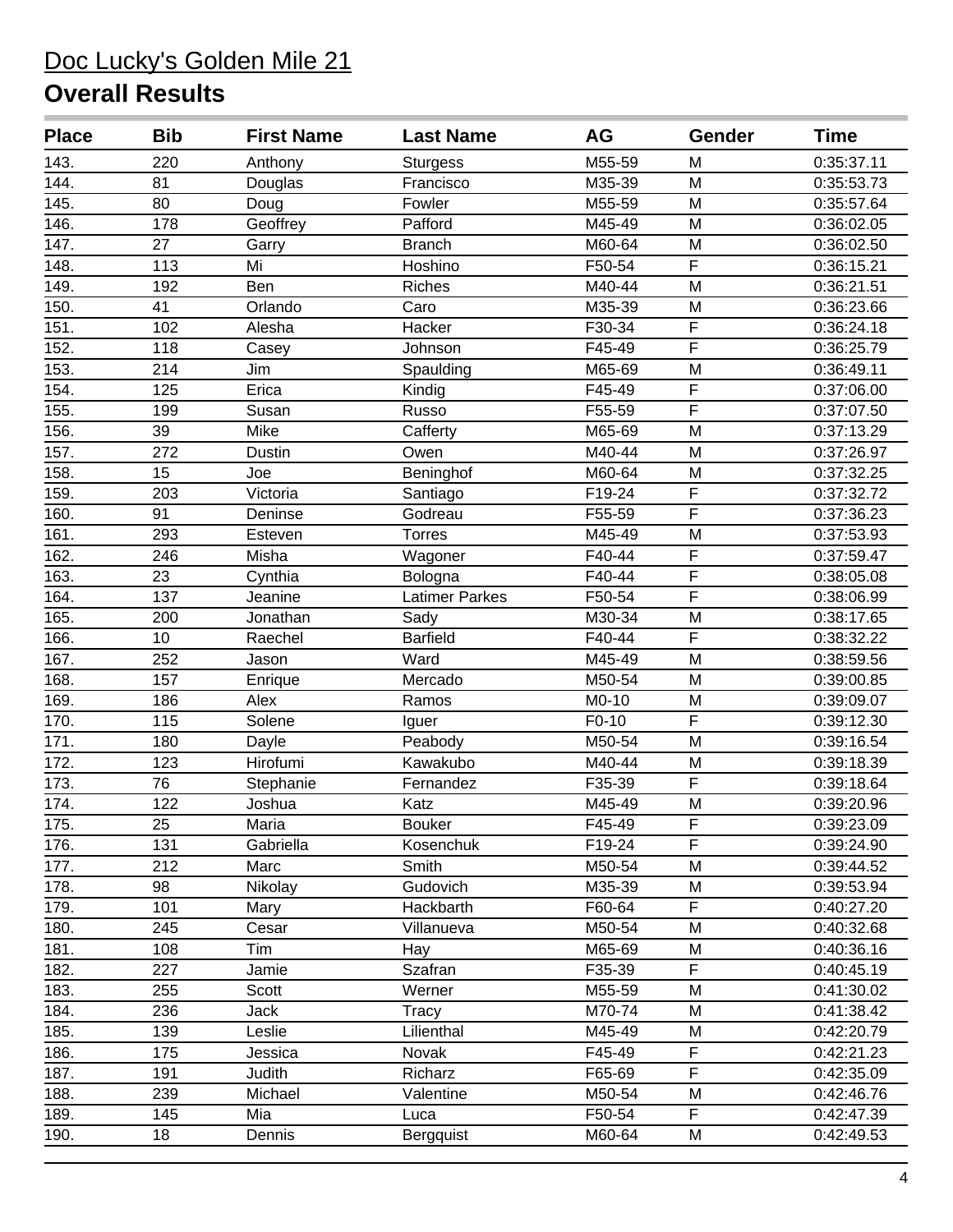# Doc Lucky's Golden Mile 21

## Overall Results

| Place | Bib | First Name | Last Name | AG | Gender | Time |
|---|---|---|---|---|---|---|
| 143. | 220 | Anthony | Sturgess | M55-59 | M | 0:35:37.11 |
| 144. | 81 | Douglas | Francisco | M35-39 | M | 0:35:53.73 |
| 145. | 80 | Doug | Fowler | M55-59 | M | 0:35:57.64 |
| 146. | 178 | Geoffrey | Pafford | M45-49 | M | 0:36:02.05 |
| 147. | 27 | Garry | Branch | M60-64 | M | 0:36:02.50 |
| 148. | 113 | Mi | Hoshino | F50-54 | F | 0:36:15.21 |
| 149. | 192 | Ben | Riches | M40-44 | M | 0:36:21.51 |
| 150. | 41 | Orlando | Caro | M35-39 | M | 0:36:23.66 |
| 151. | 102 | Alesha | Hacker | F30-34 | F | 0:36:24.18 |
| 152. | 118 | Casey | Johnson | F45-49 | F | 0:36:25.79 |
| 153. | 214 | Jim | Spaulding | M65-69 | M | 0:36:49.11 |
| 154. | 125 | Erica | Kindig | F45-49 | F | 0:37:06.00 |
| 155. | 199 | Susan | Russo | F55-59 | F | 0:37:07.50 |
| 156. | 39 | Mike | Cafferty | M65-69 | M | 0:37:13.29 |
| 157. | 272 | Dustin | Owen | M40-44 | M | 0:37:26.97 |
| 158. | 15 | Joe | Beninghof | M60-64 | M | 0:37:32.25 |
| 159. | 203 | Victoria | Santiago | F19-24 | F | 0:37:32.72 |
| 160. | 91 | Deninse | Godreau | F55-59 | F | 0:37:36.23 |
| 161. | 293 | Esteven | Torres | M45-49 | M | 0:37:53.93 |
| 162. | 246 | Misha | Wagoner | F40-44 | F | 0:37:59.47 |
| 163. | 23 | Cynthia | Bologna | F40-44 | F | 0:38:05.08 |
| 164. | 137 | Jeanine | Latimer Parkes | F50-54 | F | 0:38:06.99 |
| 165. | 200 | Jonathan | Sady | M30-34 | M | 0:38:17.65 |
| 166. | 10 | Raechel | Barfield | F40-44 | F | 0:38:32.22 |
| 167. | 252 | Jason | Ward | M45-49 | M | 0:38:59.56 |
| 168. | 157 | Enrique | Mercado | M50-54 | M | 0:39:00.85 |
| 169. | 186 | Alex | Ramos | M0-10 | M | 0:39:09.07 |
| 170. | 115 | Solene | Iguer | F0-10 | F | 0:39:12.30 |
| 171. | 180 | Dayle | Peabody | M50-54 | M | 0:39:16.54 |
| 172. | 123 | Hirofumi | Kawakubo | M40-44 | M | 0:39:18.39 |
| 173. | 76 | Stephanie | Fernandez | F35-39 | F | 0:39:18.64 |
| 174. | 122 | Joshua | Katz | M45-49 | M | 0:39:20.96 |
| 175. | 25 | Maria | Bouker | F45-49 | F | 0:39:23.09 |
| 176. | 131 | Gabriella | Kosenchuk | F19-24 | F | 0:39:24.90 |
| 177. | 212 | Marc | Smith | M50-54 | M | 0:39:44.52 |
| 178. | 98 | Nikolay | Gudovich | M35-39 | M | 0:39:53.94 |
| 179. | 101 | Mary | Hackbarth | F60-64 | F | 0:40:27.20 |
| 180. | 245 | Cesar | Villanueva | M50-54 | M | 0:40:32.68 |
| 181. | 108 | Tim | Hay | M65-69 | M | 0:40:36.16 |
| 182. | 227 | Jamie | Szafran | F35-39 | F | 0:40:45.19 |
| 183. | 255 | Scott | Werner | M55-59 | M | 0:41:30.02 |
| 184. | 236 | Jack | Tracy | M70-74 | M | 0:41:38.42 |
| 185. | 139 | Leslie | Lilienthal | M45-49 | M | 0:42:20.79 |
| 186. | 175 | Jessica | Novak | F45-49 | F | 0:42:21.23 |
| 187. | 191 | Judith | Richarz | F65-69 | F | 0:42:35.09 |
| 188. | 239 | Michael | Valentine | M50-54 | M | 0:42:46.76 |
| 189. | 145 | Mia | Luca | F50-54 | F | 0:42:47.39 |
| 190. | 18 | Dennis | Bergquist | M60-64 | M | 0:42:49.53 |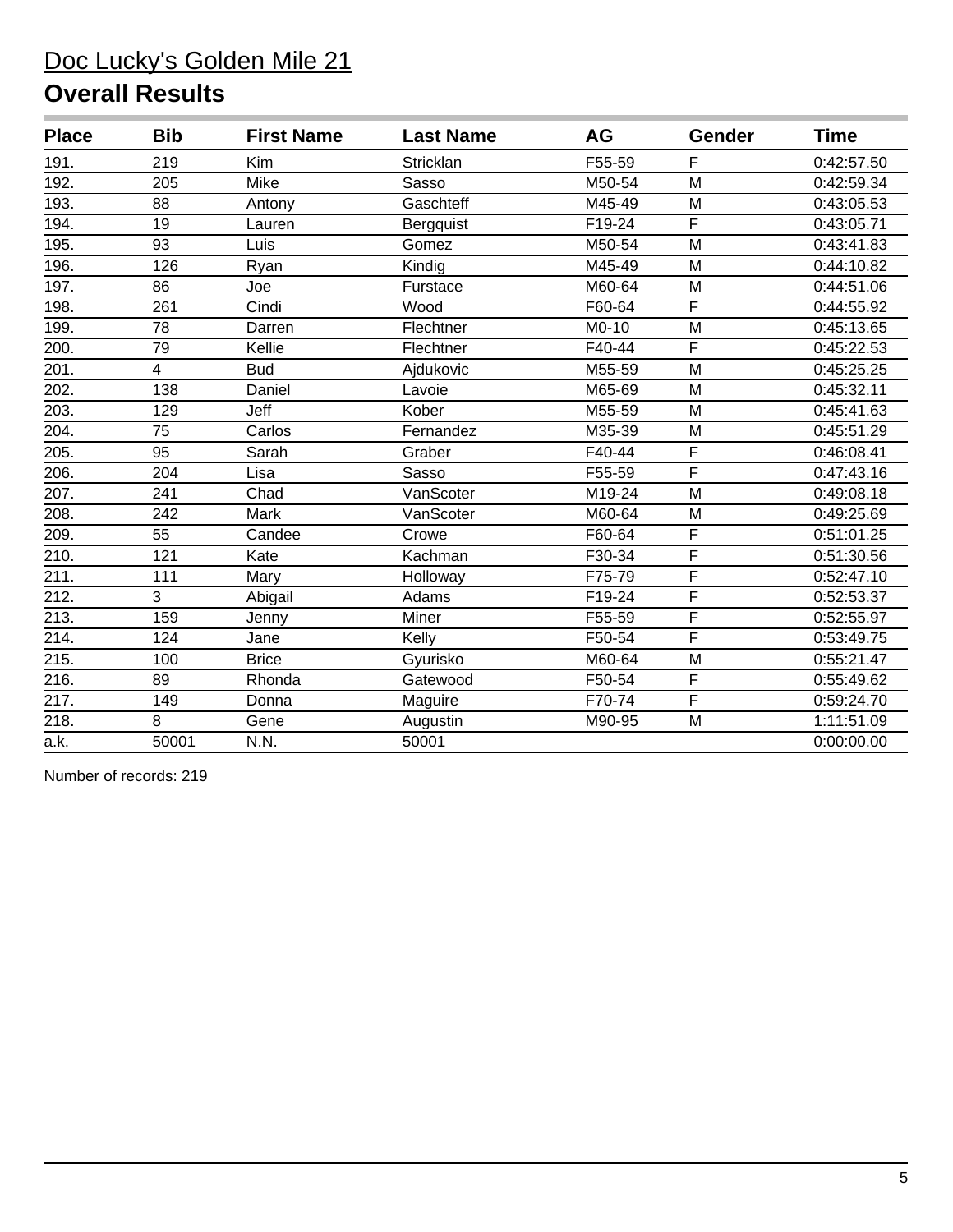# Doc Lucky's Golden Mile 21

## Overall Results

| Place | Bib | First Name | Last Name | AG | Gender | Time |
|---|---|---|---|---|---|---|
| 191. | 219 | Kim | Stricklan | F55-59 | F | 0:42:57.50 |
| 192. | 205 | Mike | Sasso | M50-54 | M | 0:42:59.34 |
| 193. | 88 | Antony | Gaschteff | M45-49 | M | 0:43:05.53 |
| 194. | 19 | Lauren | Bergquist | F19-24 | F | 0:43:05.71 |
| 195. | 93 | Luis | Gomez | M50-54 | M | 0:43:41.83 |
| 196. | 126 | Ryan | Kindig | M45-49 | M | 0:44:10.82 |
| 197. | 86 | Joe | Furstace | M60-64 | M | 0:44:51.06 |
| 198. | 261 | Cindi | Wood | F60-64 | F | 0:44:55.92 |
| 199. | 78 | Darren | Flechtner | M0-10 | M | 0:45:13.65 |
| 200. | 79 | Kellie | Flechtner | F40-44 | F | 0:45:22.53 |
| 201. | 4 | Bud | Ajdukovic | M55-59 | M | 0:45:25.25 |
| 202. | 138 | Daniel | Lavoie | M65-69 | M | 0:45:32.11 |
| 203. | 129 | Jeff | Kober | M55-59 | M | 0:45:41.63 |
| 204. | 75 | Carlos | Fernandez | M35-39 | M | 0:45:51.29 |
| 205. | 95 | Sarah | Graber | F40-44 | F | 0:46:08.41 |
| 206. | 204 | Lisa | Sasso | F55-59 | F | 0:47:43.16 |
| 207. | 241 | Chad | VanScoter | M19-24 | M | 0:49:08.18 |
| 208. | 242 | Mark | VanScoter | M60-64 | M | 0:49:25.69 |
| 209. | 55 | Candee | Crowe | F60-64 | F | 0:51:01.25 |
| 210. | 121 | Kate | Kachman | F30-34 | F | 0:51:30.56 |
| 211. | 111 | Mary | Holloway | F75-79 | F | 0:52:47.10 |
| 212. | 3 | Abigail | Adams | F19-24 | F | 0:52:53.37 |
| 213. | 159 | Jenny | Miner | F55-59 | F | 0:52:55.97 |
| 214. | 124 | Jane | Kelly | F50-54 | F | 0:53:49.75 |
| 215. | 100 | Brice | Gyurisko | M60-64 | M | 0:55:21.47 |
| 216. | 89 | Rhonda | Gatewood | F50-54 | F | 0:55:49.62 |
| 217. | 149 | Donna | Maguire | F70-74 | F | 0:59:24.70 |
| 218. | 8 | Gene | Augustin | M90-95 | M | 1:11:51.09 |
| a.k. | 50001 | N.N. | 50001 | | | 0:00:00.00 |

Number of records: 219